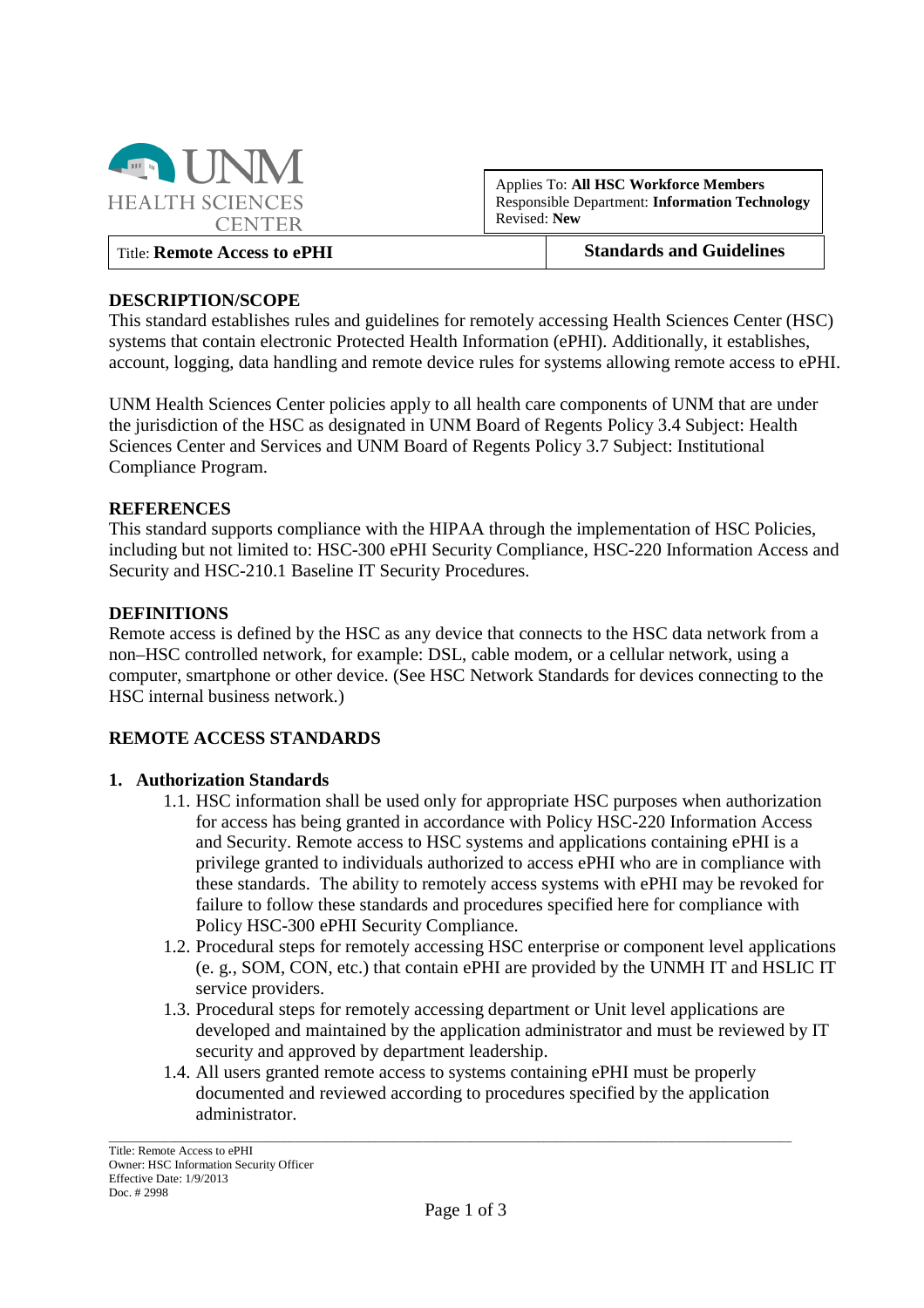UNM HEALTH SCIENCES CENTER

| | |
|---|---|
| | Applies To: **All HSC Workforce Members**<br>Responsible Department: **Information Technology**<br>Revised: **New** |
| Title: **Remote Access to ePHI** | **Standards and Guidelines** |

## DESCRIPTION/SCOPE

This standard establishes rules and guidelines for remotely accessing Health Sciences Center (HSC) systems that contain electronic Protected Health Information (ePHI). Additionally, it establishes, account, logging, data handling and remote device rules for systems allowing remote access to ePHI.

UNM Health Sciences Center policies apply to all health care components of UNM that are under the jurisdiction of the HSC as designated in UNM Board of Regents Policy 3.4 Subject: Health Sciences Center and Services and UNM Board of Regents Policy 3.7 Subject: Institutional Compliance Program.

## REFERENCES

This standard supports compliance with the HIPAA through the implementation of HSC Policies, including but not limited to: HSC-300 ePHI Security Compliance, HSC-220 Information Access and Security and HSC-210.1 Baseline IT Security Procedures.

## DEFINITIONS

Remote access is defined by the HSC as any device that connects to the HSC data network from a non–HSC controlled network, for example: DSL, cable modem, or a cellular network, using a computer, smartphone or other device. (See HSC Network Standards for devices connecting to the HSC internal business network.)

## REMOTE ACCESS STANDARDS

### 1. Authorization Standards

1.1. HSC information shall be used only for appropriate HSC purposes when authorization for access has being granted in accordance with Policy HSC-220 Information Access and Security. Remote access to HSC systems and applications containing ePHI is a privilege granted to individuals authorized to access ePHI who are in compliance with these standards. The ability to remotely access systems with ePHI may be revoked for failure to follow these standards and procedures specified here for compliance with Policy HSC-300 ePHI Security Compliance.

1.2. Procedural steps for remotely accessing HSC enterprise or component level applications (e. g., SOM, CON, etc.) that contain ePHI are provided by the UNMH IT and HSLIC IT service providers.

1.3. Procedural steps for remotely accessing department or Unit level applications are developed and maintained by the application administrator and must be reviewed by IT security and approved by department leadership.

1.4. All users granted remote access to systems containing ePHI must be properly documented and reviewed according to procedures specified by the application administrator.

Title: Remote Access to ePHI
Owner: HSC Information Security Officer
Effective Date: 1/9/2013
Doc. # 2998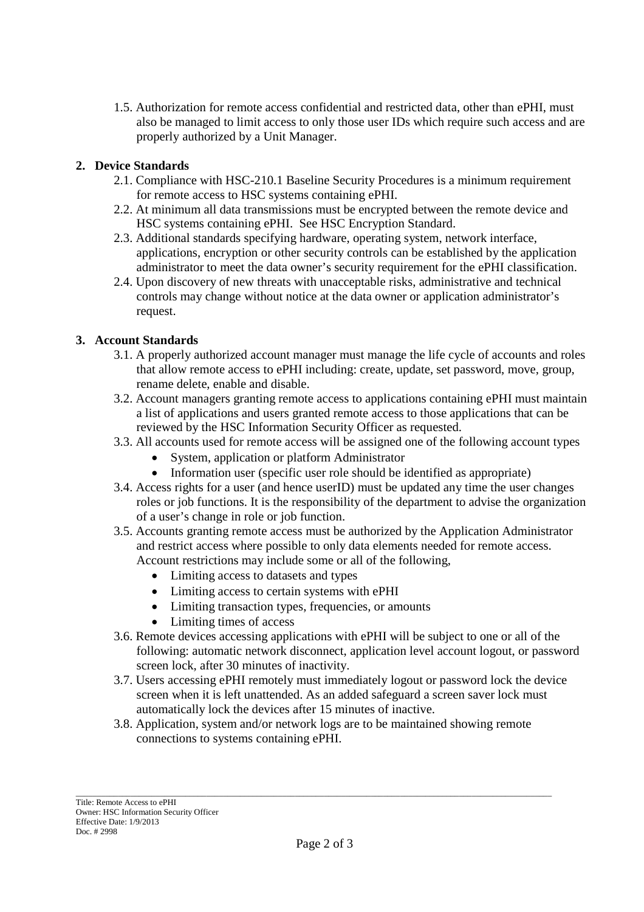1.5. Authorization for remote access confidential and restricted data, other than ePHI, must also be managed to limit access to only those user IDs which require such access and are properly authorized by a Unit Manager.

## 2. Device Standards

2.1. Compliance with HSC-210.1 Baseline Security Procedures is a minimum requirement for remote access to HSC systems containing ePHI.

2.2. At minimum all data transmissions must be encrypted between the remote device and HSC systems containing ePHI. See HSC Encryption Standard.

2.3. Additional standards specifying hardware, operating system, network interface, applications, encryption or other security controls can be established by the application administrator to meet the data owner's security requirement for the ePHI classification.

2.4. Upon discovery of new threats with unacceptable risks, administrative and technical controls may change without notice at the data owner or application administrator's request.

## 3. Account Standards

3.1. A properly authorized account manager must manage the life cycle of accounts and roles that allow remote access to ePHI including: create, update, set password, move, group, rename delete, enable and disable.

3.2. Account managers granting remote access to applications containing ePHI must maintain a list of applications and users granted remote access to those applications that can be reviewed by the HSC Information Security Officer as requested.

3.3. All accounts used for remote access will be assigned one of the following account types

- System, application or platform Administrator
- Information user (specific user role should be identified as appropriate)

3.4. Access rights for a user (and hence userID) must be updated any time the user changes roles or job functions. It is the responsibility of the department to advise the organization of a user's change in role or job function.

3.5. Accounts granting remote access must be authorized by the Application Administrator and restrict access where possible to only data elements needed for remote access. Account restrictions may include some or all of the following,

- Limiting access to datasets and types
- Limiting access to certain systems with ePHI
- Limiting transaction types, frequencies, or amounts
- Limiting times of access

3.6. Remote devices accessing applications with ePHI will be subject to one or all of the following: automatic network disconnect, application level account logout, or password screen lock, after 30 minutes of inactivity.

3.7. Users accessing ePHI remotely must immediately logout or password lock the device screen when it is left unattended. As an added safeguard a screen saver lock must automatically lock the devices after 15 minutes of inactive.

3.8. Application, system and/or network logs are to be maintained showing remote connections to systems containing ePHI.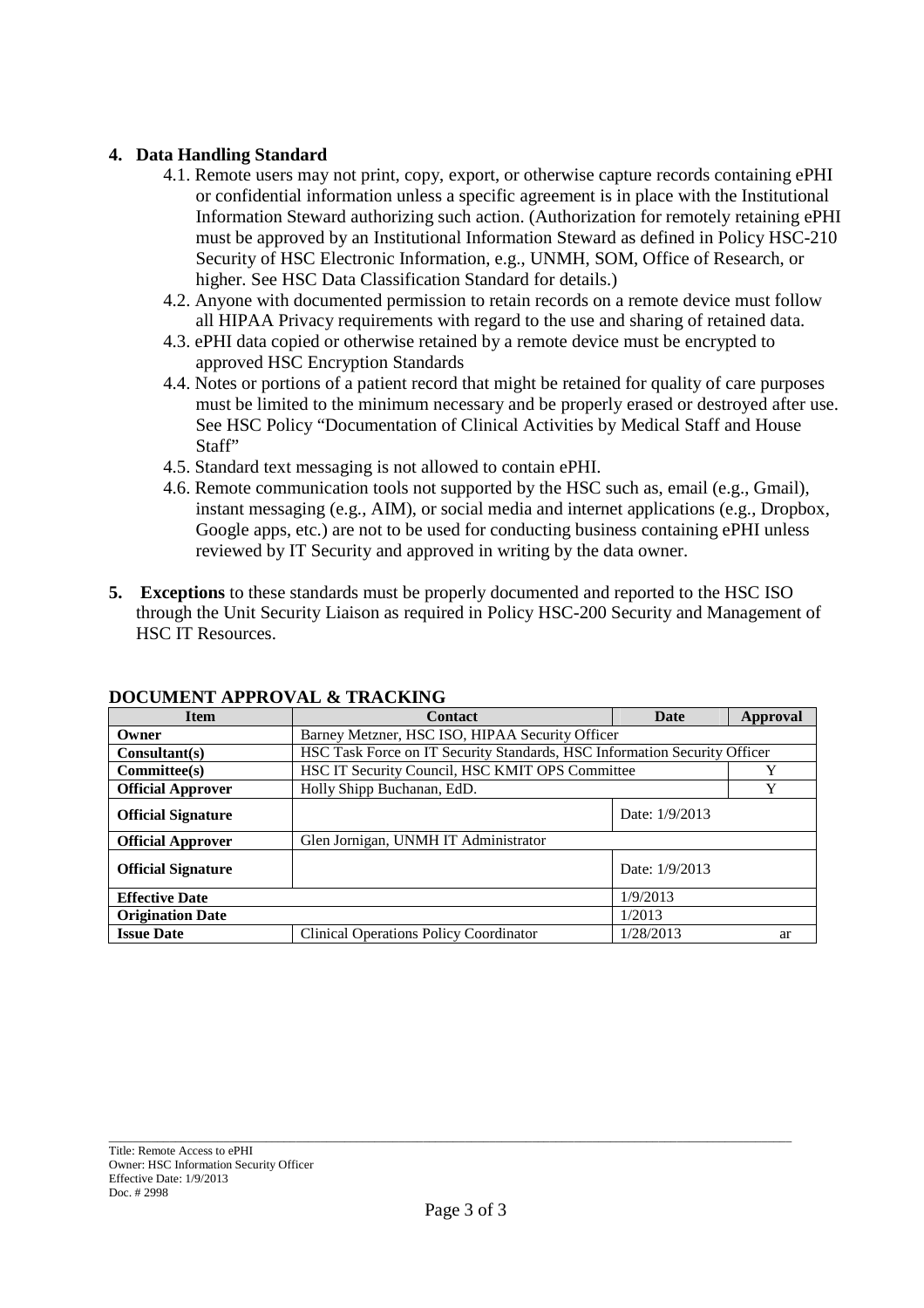## 4. Data Handling Standard

4.1. Remote users may not print, copy, export, or otherwise capture records containing ePHI or confidential information unless a specific agreement is in place with the Institutional Information Steward authorizing such action. (Authorization for remotely retaining ePHI must be approved by an Institutional Information Steward as defined in Policy HSC-210 Security of HSC Electronic Information, e.g., UNMH, SOM, Office of Research, or higher. See HSC Data Classification Standard for details.)

4.2. Anyone with documented permission to retain records on a remote device must follow all HIPAA Privacy requirements with regard to the use and sharing of retained data.

4.3. ePHI data copied or otherwise retained by a remote device must be encrypted to approved HSC Encryption Standards

4.4. Notes or portions of a patient record that might be retained for quality of care purposes must be limited to the minimum necessary and be properly erased or destroyed after use. See HSC Policy "Documentation of Clinical Activities by Medical Staff and House Staff"

4.5. Standard text messaging is not allowed to contain ePHI.

4.6. Remote communication tools not supported by the HSC such as, email (e.g., Gmail), instant messaging (e.g., AIM), or social media and internet applications (e.g., Dropbox, Google apps, etc.) are not to be used for conducting business containing ePHI unless reviewed by IT Security and approved in writing by the data owner.

**5. Exceptions** to these standards must be properly documented and reported to the HSC ISO through the Unit Security Liaison as required in Policy HSC-200 Security and Management of HSC IT Resources.

## DOCUMENT APPROVAL & TRACKING

| Item | Contact | Date | Approval |
|---|---|---|---|
| **Owner** | Barney Metzner, HSC ISO, HIPAA Security Officer | | |
| **Consultant(s)** | HSC Task Force on IT Security Standards, HSC Information Security Officer | | |
| **Committee(s)** | HSC IT Security Council, HSC KMIT OPS Committee | | Y |
| **Official Approver** | Holly Shipp Buchanan, EdD. | | Y |
| **Official Signature** | | Date: 1/9/2013 | |
| **Official Approver** | Glen Jornigan, UNMH IT Administrator | | |
| **Official Signature** | | Date: 1/9/2013 | |
| **Effective Date** | | 1/9/2013 | |
| **Origination Date** | | 1/2013 | |
| **Issue Date** | Clinical Operations Policy Coordinator | 1/28/2013 | ar |

Title: Remote Access to ePHI
Owner: HSC Information Security Officer
Effective Date: 1/9/2013
Doc. # 2998